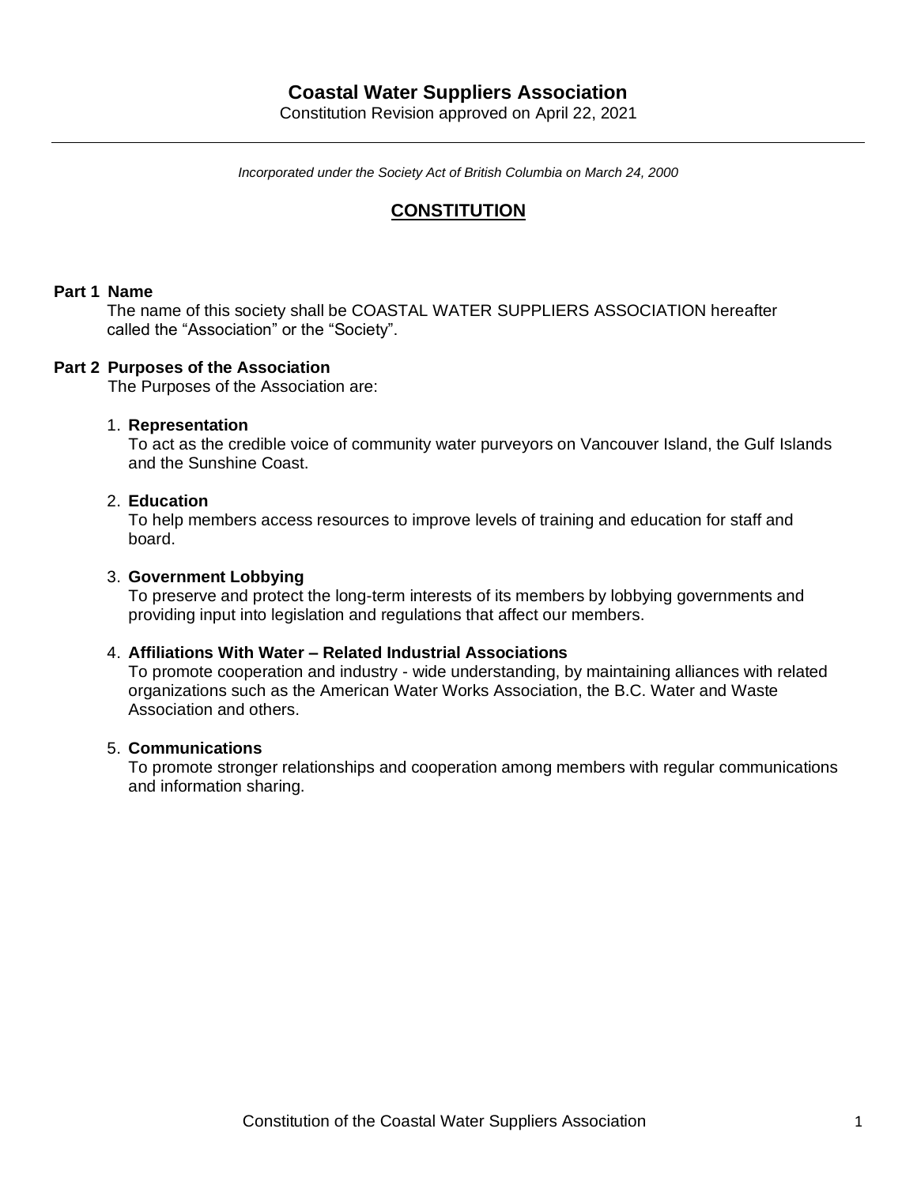# Coastal Water Suppliers Association

Constitution Revision approved on April 22, 2021

---

*Incorporated under the Society Act of British Columbia on March 24, 2000*

## CONSTITUTION

### Part 1 Name

The name of this society shall be COASTAL WATER SUPPLIERS ASSOCIATION hereafter called the "Association" or the "Society".

### Part 2 Purposes of the Association

The Purposes of the Association are:

1. **Representation**
   To act as the credible voice of community water purveyors on Vancouver Island, the Gulf Islands and the Sunshine Coast.

2. **Education**
   To help members access resources to improve levels of training and education for staff and board.

3. **Government Lobbying**
   To preserve and protect the long-term interests of its members by lobbying governments and providing input into legislation and regulations that affect our members.

4. **Affiliations With Water – Related Industrial Associations**
   To promote cooperation and industry - wide understanding, by maintaining alliances with related organizations such as the American Water Works Association, the B.C. Water and Waste Association and others.

5. **Communications**
   To promote stronger relationships and cooperation among members with regular communications and information sharing.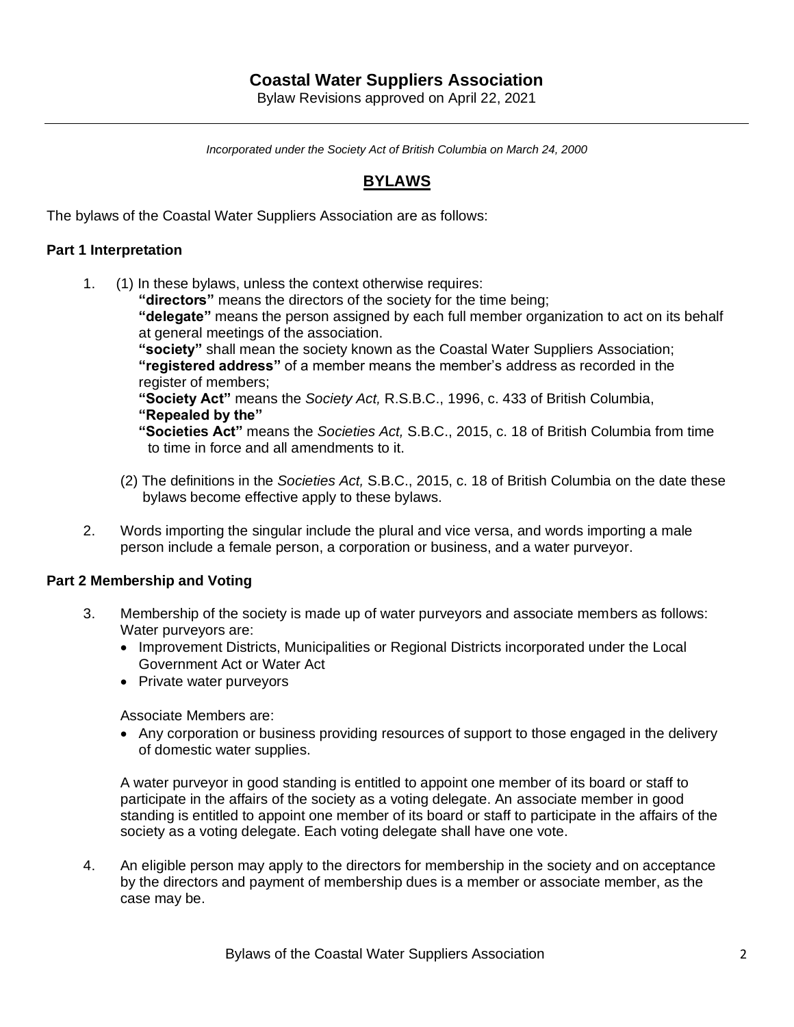# Coastal Water Suppliers Association

Bylaw Revisions approved on April 22, 2021

---

*Incorporated under the Society Act of British Columbia on March 24, 2000*

## BYLAWS

The bylaws of the Coastal Water Suppliers Association are as follows:

### Part 1 Interpretation

1. (1) In these bylaws, unless the context otherwise requires:
   **"directors"** means the directors of the society for the time being;
   **"delegate"** means the person assigned by each full member organization to act on its behalf at general meetings of the association.
   **"society"** shall mean the society known as the Coastal Water Suppliers Association;
   **"registered address"** of a member means the member's address as recorded in the register of members;
   **"Society Act"** means the *Society Act,* R.S.B.C., 1996, c. 433 of British Columbia,
   **"Repealed by the"**
   **"Societies Act"** means the *Societies Act,* S.B.C., 2015, c. 18 of British Columbia from time to time in force and all amendments to it.

   (2) The definitions in the *Societies Act,* S.B.C., 2015, c. 18 of British Columbia on the date these bylaws become effective apply to these bylaws.

2. Words importing the singular include the plural and vice versa, and words importing a male person include a female person, a corporation or business, and a water purveyor.

### Part 2 Membership and Voting

3. Membership of the society is made up of water purveyors and associate members as follows:
   Water purveyors are:
   - Improvement Districts, Municipalities or Regional Districts incorporated under the Local Government Act or Water Act
   - Private water purveyors

   Associate Members are:
   - Any corporation or business providing resources of support to those engaged in the delivery of domestic water supplies.

   A water purveyor in good standing is entitled to appoint one member of its board or staff to participate in the affairs of the society as a voting delegate. An associate member in good standing is entitled to appoint one member of its board or staff to participate in the affairs of the society as a voting delegate. Each voting delegate shall have one vote.

4. An eligible person may apply to the directors for membership in the society and on acceptance by the directors and payment of membership dues is a member or associate member, as the case may be.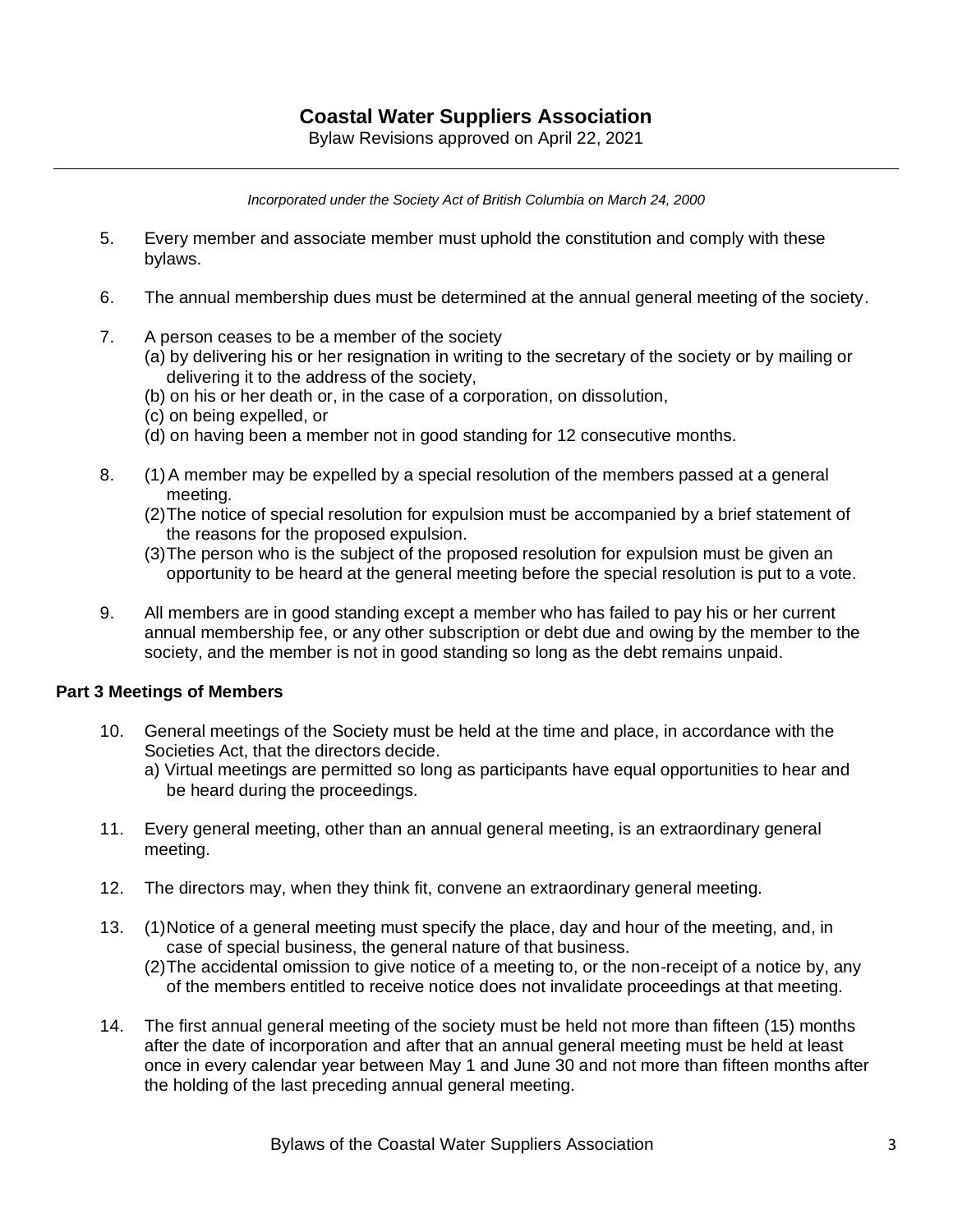5. Every member and associate member must uphold the constitution and comply with these bylaws.

6. The annual membership dues must be determined at the annual general meeting of the society.

7. A person ceases to be a member of the society
   (a) by delivering his or her resignation in writing to the secretary of the society or by mailing or delivering it to the address of the society,
   (b) on his or her death or, in the case of a corporation, on dissolution,
   (c) on being expelled, or
   (d) on having been a member not in good standing for 12 consecutive months.

8. (1) A member may be expelled by a special resolution of the members passed at a general meeting.
   (2) The notice of special resolution for expulsion must be accompanied by a brief statement of the reasons for the proposed expulsion.
   (3) The person who is the subject of the proposed resolution for expulsion must be given an opportunity to be heard at the general meeting before the special resolution is put to a vote.

9. All members are in good standing except a member who has failed to pay his or her current annual membership fee, or any other subscription or debt due and owing by the member to the society, and the member is not in good standing so long as the debt remains unpaid.

**Part 3 Meetings of Members**

10. General meetings of the Society must be held at the time and place, in accordance with the Societies Act, that the directors decide.
    a) Virtual meetings are permitted so long as participants have equal opportunities to hear and be heard during the proceedings.

11. Every general meeting, other than an annual general meeting, is an extraordinary general meeting.

12. The directors may, when they think fit, convene an extraordinary general meeting.

13. (1) Notice of a general meeting must specify the place, day and hour of the meeting, and, in case of special business, the general nature of that business.
    (2) The accidental omission to give notice of a meeting to, or the non-receipt of a notice by, any of the members entitled to receive notice does not invalidate proceedings at that meeting.

14. The first annual general meeting of the society must be held not more than fifteen (15) months after the date of incorporation and after that an annual general meeting must be held at least once in every calendar year between May 1 and June 30 and not more than fifteen months after the holding of the last preceding annual general meeting.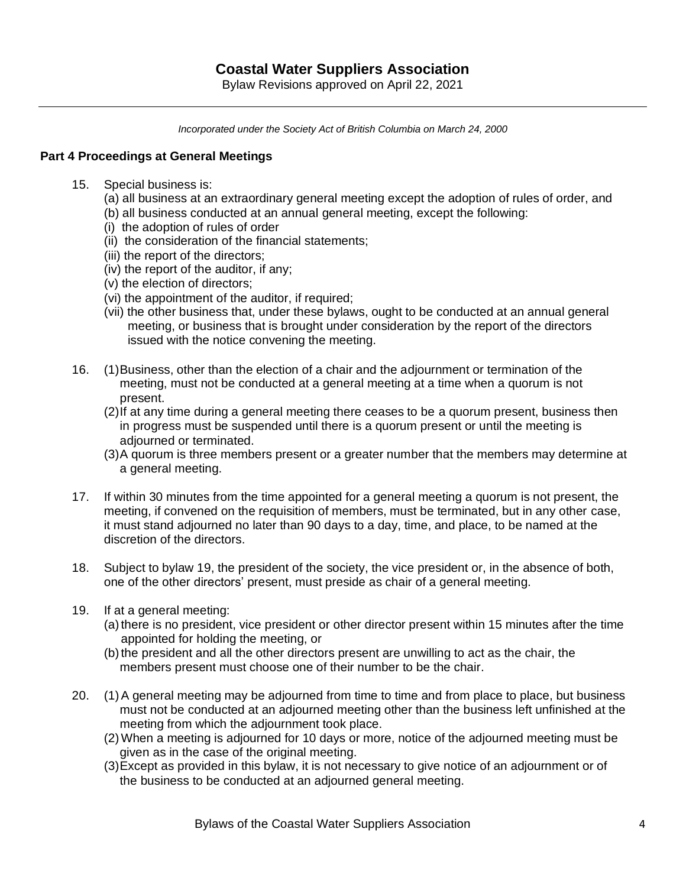# Coastal Water Suppliers Association

Bylaw Revisions approved on April 22, 2021

*Incorporated under the Society Act of British Columbia on March 24, 2000*

## Part 4 Proceedings at General Meetings

15. Special business is:
    (a) all business at an extraordinary general meeting except the adoption of rules of order, and
    (b) all business conducted at an annual general meeting, except the following:
    (i) the adoption of rules of order
    (ii) the consideration of the financial statements;
    (iii) the report of the directors;
    (iv) the report of the auditor, if any;
    (v) the election of directors;
    (vi) the appointment of the auditor, if required;
    (vii) the other business that, under these bylaws, ought to be conducted at an annual general meeting, or business that is brought under consideration by the report of the directors issued with the notice convening the meeting.

16. (1) Business, other than the election of a chair and the adjournment or termination of the meeting, must not be conducted at a general meeting at a time when a quorum is not present.
    (2) If at any time during a general meeting there ceases to be a quorum present, business then in progress must be suspended until there is a quorum present or until the meeting is adjourned or terminated.
    (3) A quorum is three members present or a greater number that the members may determine at a general meeting.

17. If within 30 minutes from the time appointed for a general meeting a quorum is not present, the meeting, if convened on the requisition of members, must be terminated, but in any other case, it must stand adjourned no later than 90 days to a day, time, and place, to be named at the discretion of the directors.

18. Subject to bylaw 19, the president of the society, the vice president or, in the absence of both, one of the other directors' present, must preside as chair of a general meeting.

19. If at a general meeting:
    (a) there is no president, vice president or other director present within 15 minutes after the time appointed for holding the meeting, or
    (b) the president and all the other directors present are unwilling to act as the chair, the members present must choose one of their number to be the chair.

20. (1) A general meeting may be adjourned from time to time and from place to place, but business must not be conducted at an adjourned meeting other than the business left unfinished at the meeting from which the adjournment took place.
    (2) When a meeting is adjourned for 10 days or more, notice of the adjourned meeting must be given as in the case of the original meeting.
    (3) Except as provided in this bylaw, it is not necessary to give notice of an adjournment or of the business to be conducted at an adjourned general meeting.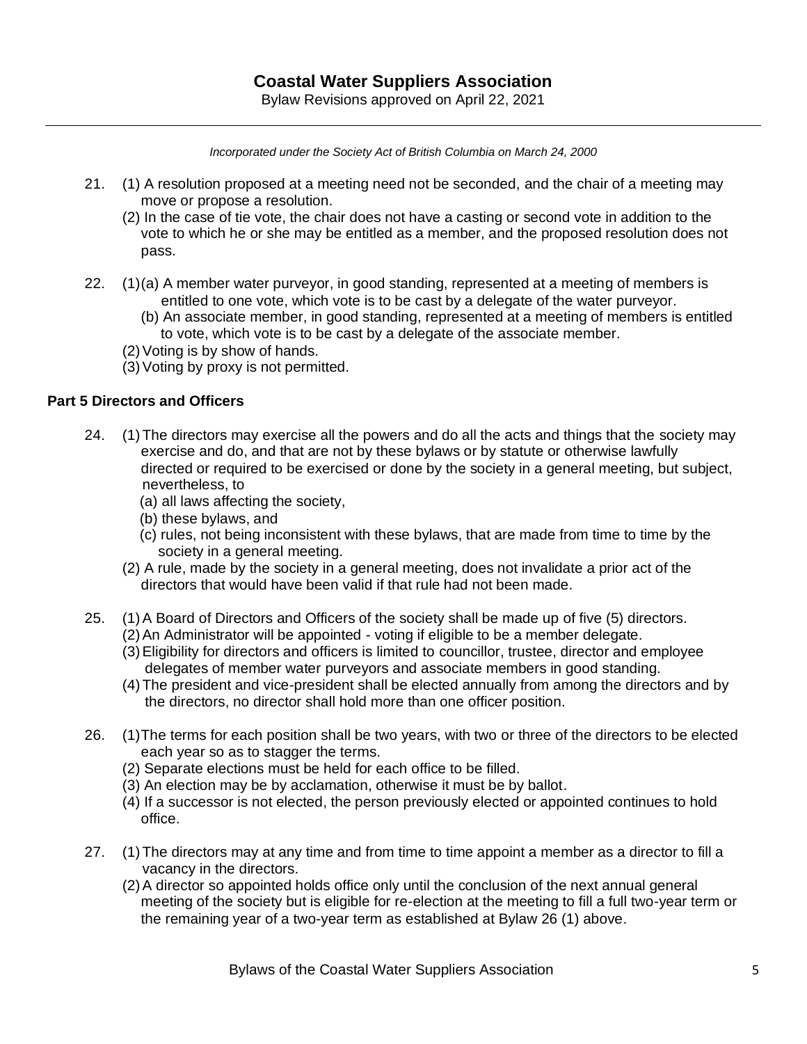21. (1) A resolution proposed at a meeting need not be seconded, and the chair of a meeting may move or propose a resolution.
    (2) In the case of tie vote, the chair does not have a casting or second vote in addition to the vote to which he or she may be entitled as a member, and the proposed resolution does not pass.

22. (1)(a) A member water purveyor, in good standing, represented at a meeting of members is entitled to one vote, which vote is to be cast by a delegate of the water purveyor.
    (b) An associate member, in good standing, represented at a meeting of members is entitled to vote, which vote is to be cast by a delegate of the associate member.
    (2) Voting is by show of hands.
    (3) Voting by proxy is not permitted.

### Part 5 Directors and Officers

24. (1) The directors may exercise all the powers and do all the acts and things that the society may exercise and do, and that are not by these bylaws or by statute or otherwise lawfully directed or required to be exercised or done by the society in a general meeting, but subject, nevertheless, to
    (a) all laws affecting the society,
    (b) these bylaws, and
    (c) rules, not being inconsistent with these bylaws, that are made from time to time by the society in a general meeting.
    (2) A rule, made by the society in a general meeting, does not invalidate a prior act of the directors that would have been valid if that rule had not been made.

25. (1) A Board of Directors and Officers of the society shall be made up of five (5) directors.
    (2) An Administrator will be appointed - voting if eligible to be a member delegate.
    (3) Eligibility for directors and officers is limited to councillor, trustee, director and employee delegates of member water purveyors and associate members in good standing.
    (4) The president and vice-president shall be elected annually from among the directors and by the directors, no director shall hold more than one officer position.

26. (1) The terms for each position shall be two years, with two or three of the directors to be elected each year so as to stagger the terms.
    (2) Separate elections must be held for each office to be filled.
    (3) An election may be by acclamation, otherwise it must be by ballot.
    (4) If a successor is not elected, the person previously elected or appointed continues to hold office.

27. (1) The directors may at any time and from time to time appoint a member as a director to fill a vacancy in the directors.
    (2) A director so appointed holds office only until the conclusion of the next annual general meeting of the society but is eligible for re-election at the meeting to fill a full two-year term or the remaining year of a two-year term as established at Bylaw 26 (1) above.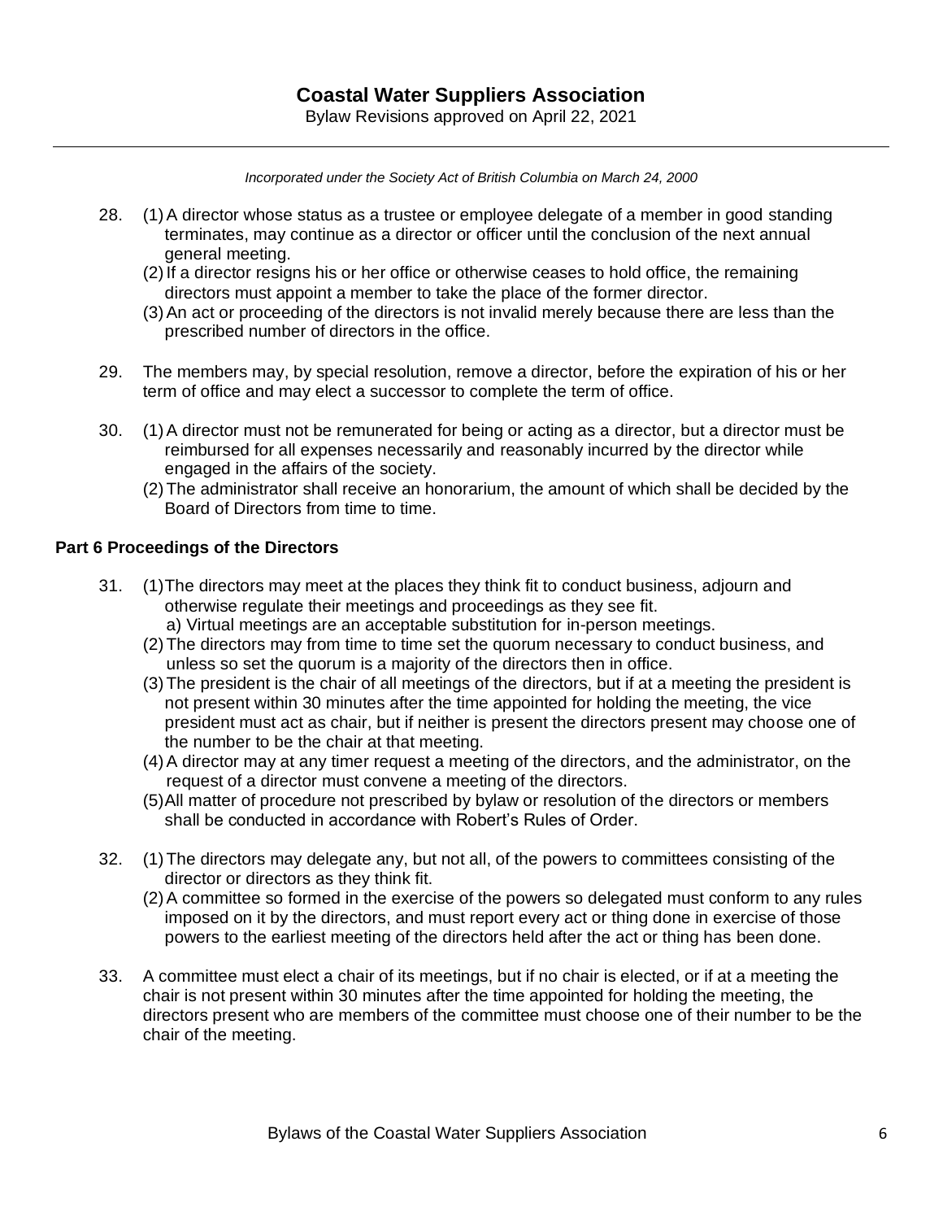28. (1) A director whose status as a trustee or employee delegate of a member in good standing terminates, may continue as a director or officer until the conclusion of the next annual general meeting.
    (2) If a director resigns his or her office or otherwise ceases to hold office, the remaining directors must appoint a member to take the place of the former director.
    (3) An act or proceeding of the directors is not invalid merely because there are less than the prescribed number of directors in the office.

29. The members may, by special resolution, remove a director, before the expiration of his or her term of office and may elect a successor to complete the term of office.

30. (1) A director must not be remunerated for being or acting as a director, but a director must be reimbursed for all expenses necessarily and reasonably incurred by the director while engaged in the affairs of the society.
    (2) The administrator shall receive an honorarium, the amount of which shall be decided by the Board of Directors from time to time.

**Part 6 Proceedings of the Directors**

31. (1) The directors may meet at the places they think fit to conduct business, adjourn and otherwise regulate their meetings and proceedings as they see fit.
      a) Virtual meetings are an acceptable substitution for in-person meetings.
    (2) The directors may from time to time set the quorum necessary to conduct business, and unless so set the quorum is a majority of the directors then in office.
    (3) The president is the chair of all meetings of the directors, but if at a meeting the president is not present within 30 minutes after the time appointed for holding the meeting, the vice president must act as chair, but if neither is present the directors present may choose one of the number to be the chair at that meeting.
    (4) A director may at any timer request a meeting of the directors, and the administrator, on the request of a director must convene a meeting of the directors.
    (5) All matter of procedure not prescribed by bylaw or resolution of the directors or members shall be conducted in accordance with Robert's Rules of Order.

32. (1) The directors may delegate any, but not all, of the powers to committees consisting of the director or directors as they think fit.
    (2) A committee so formed in the exercise of the powers so delegated must conform to any rules imposed on it by the directors, and must report every act or thing done in exercise of those powers to the earliest meeting of the directors held after the act or thing has been done.

33. A committee must elect a chair of its meetings, but if no chair is elected, or if at a meeting the chair is not present within 30 minutes after the time appointed for holding the meeting, the directors present who are members of the committee must choose one of their number to be the chair of the meeting.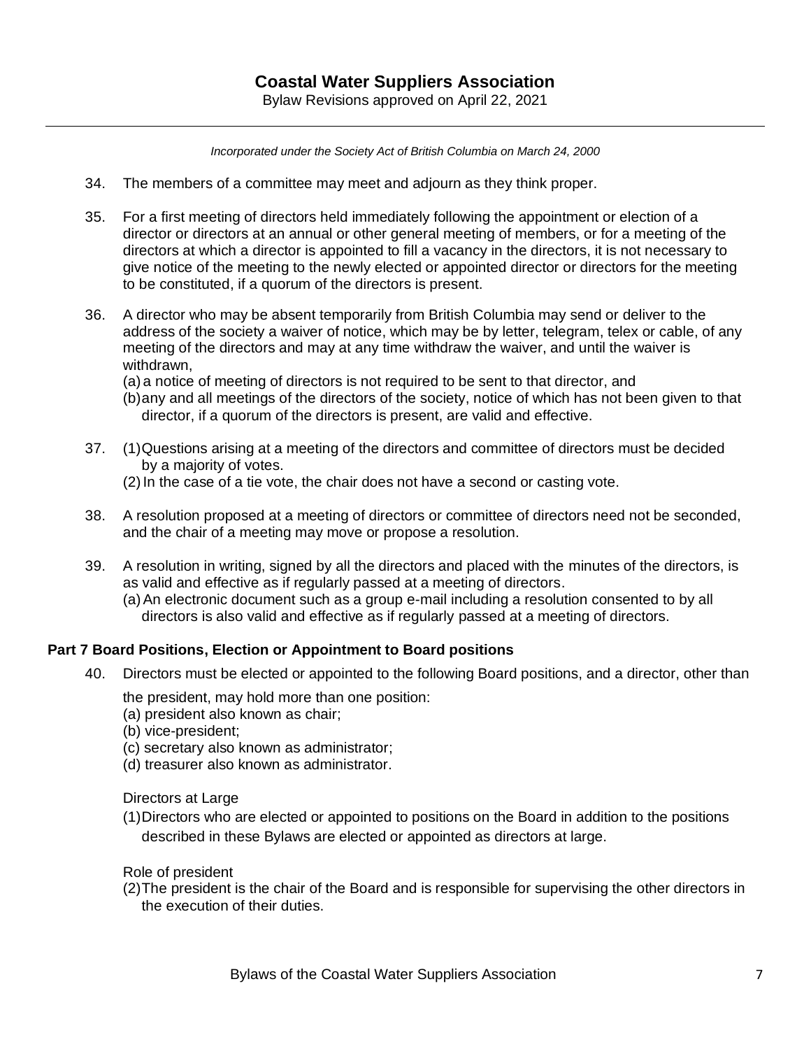34. The members of a committee may meet and adjourn as they think proper.

35. For a first meeting of directors held immediately following the appointment or election of a director or directors at an annual or other general meeting of members, or for a meeting of the directors at which a director is appointed to fill a vacancy in the directors, it is not necessary to give notice of the meeting to the newly elected or appointed director or directors for the meeting to be constituted, if a quorum of the directors is present.

36. A director who may be absent temporarily from British Columbia may send or deliver to the address of the society a waiver of notice, which may be by letter, telegram, telex or cable, of any meeting of the directors and may at any time withdraw the waiver, and until the waiver is withdrawn,
    (a) a notice of meeting of directors is not required to be sent to that director, and
    (b) any and all meetings of the directors of the society, notice of which has not been given to that director, if a quorum of the directors is present, are valid and effective.

37. (1) Questions arising at a meeting of the directors and committee of directors must be decided by a majority of votes.
    (2) In the case of a tie vote, the chair does not have a second or casting vote.

38. A resolution proposed at a meeting of directors or committee of directors need not be seconded, and the chair of a meeting may move or propose a resolution.

39. A resolution in writing, signed by all the directors and placed with the minutes of the directors, is as valid and effective as if regularly passed at a meeting of directors.
    (a) An electronic document such as a group e-mail including a resolution consented to by all directors is also valid and effective as if regularly passed at a meeting of directors.

**Part 7 Board Positions, Election or Appointment to Board positions**

40. Directors must be elected or appointed to the following Board positions, and a director, other than the president, may hold more than one position:
    (a) president also known as chair;
    (b) vice-president;
    (c) secretary also known as administrator;
    (d) treasurer also known as administrator.

    Directors at Large

    (1) Directors who are elected or appointed to positions on the Board in addition to the positions described in these Bylaws are elected or appointed as directors at large.

    Role of president

    (2) The president is the chair of the Board and is responsible for supervising the other directors in the execution of their duties.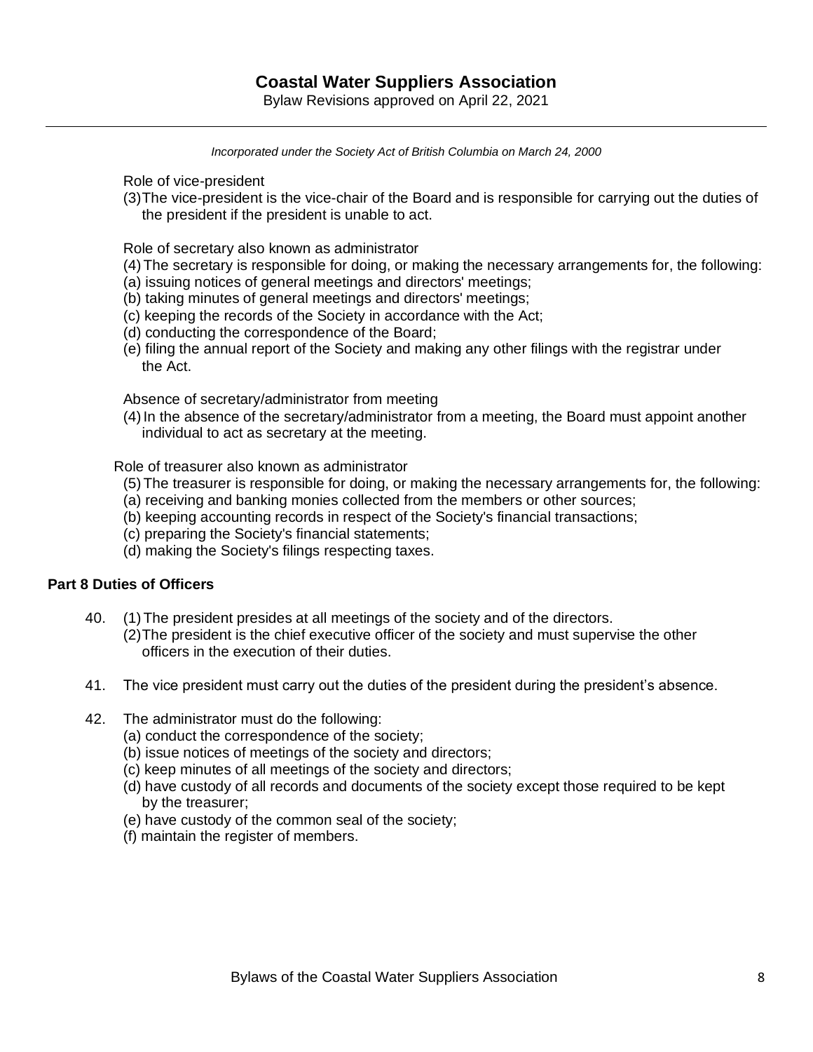Role of vice-president

(3) The vice-president is the vice-chair of the Board and is responsible for carrying out the duties of the president if the president is unable to act.

Role of secretary also known as administrator

(4) The secretary is responsible for doing, or making the necessary arrangements for, the following:
(a) issuing notices of general meetings and directors' meetings;
(b) taking minutes of general meetings and directors' meetings;
(c) keeping the records of the Society in accordance with the Act;
(d) conducting the correspondence of the Board;
(e) filing the annual report of the Society and making any other filings with the registrar under the Act.

Absence of secretary/administrator from meeting

(4) In the absence of the secretary/administrator from a meeting, the Board must appoint another individual to act as secretary at the meeting.

Role of treasurer also known as administrator

(5) The treasurer is responsible for doing, or making the necessary arrangements for, the following:
(a) receiving and banking monies collected from the members or other sources;
(b) keeping accounting records in respect of the Society's financial transactions;
(c) preparing the Society's financial statements;
(d) making the Society's filings respecting taxes.

## Part 8 Duties of Officers

40. (1) The president presides at all meetings of the society and of the directors.
(2) The president is the chief executive officer of the society and must supervise the other officers in the execution of their duties.

41. The vice president must carry out the duties of the president during the president's absence.

42. The administrator must do the following:
(a) conduct the correspondence of the society;
(b) issue notices of meetings of the society and directors;
(c) keep minutes of all meetings of the society and directors;
(d) have custody of all records and documents of the society except those required to be kept by the treasurer;
(e) have custody of the common seal of the society;
(f) maintain the register of members.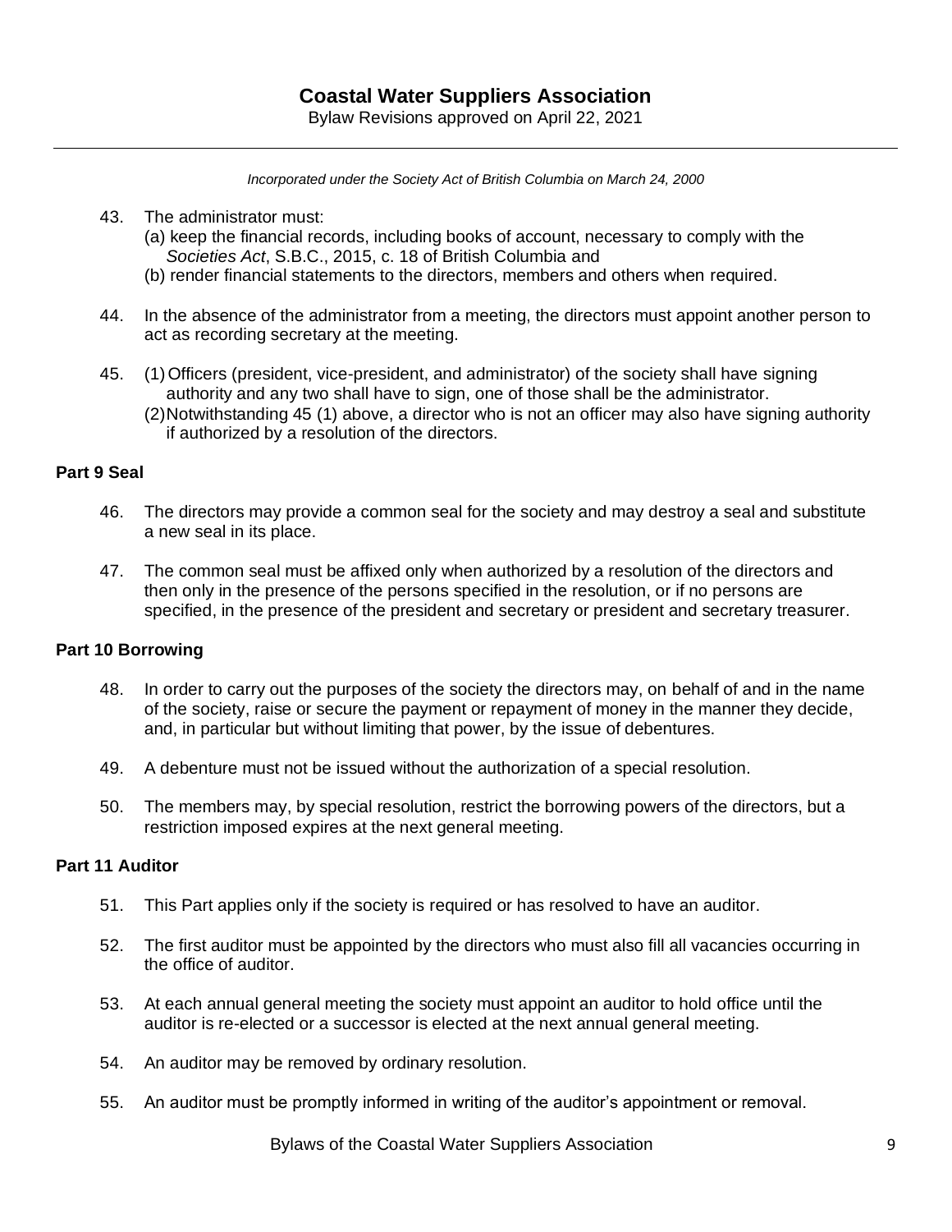43. The administrator must:
   (a) keep the financial records, including books of account, necessary to comply with the *Societies Act*, S.B.C., 2015, c. 18 of British Columbia and
   (b) render financial statements to the directors, members and others when required.

44. In the absence of the administrator from a meeting, the directors must appoint another person to act as recording secretary at the meeting.

45. (1) Officers (president, vice-president, and administrator) of the society shall have signing authority and any two shall have to sign, one of those shall be the administrator.
    (2) Notwithstanding 45 (1) above, a director who is not an officer may also have signing authority if authorized by a resolution of the directors.

### Part 9 Seal

46. The directors may provide a common seal for the society and may destroy a seal and substitute a new seal in its place.

47. The common seal must be affixed only when authorized by a resolution of the directors and then only in the presence of the persons specified in the resolution, or if no persons are specified, in the presence of the president and secretary or president and secretary treasurer.

### Part 10 Borrowing

48. In order to carry out the purposes of the society the directors may, on behalf of and in the name of the society, raise or secure the payment or repayment of money in the manner they decide, and, in particular but without limiting that power, by the issue of debentures.

49. A debenture must not be issued without the authorization of a special resolution.

50. The members may, by special resolution, restrict the borrowing powers of the directors, but a restriction imposed expires at the next general meeting.

### Part 11 Auditor

51. This Part applies only if the society is required or has resolved to have an auditor.

52. The first auditor must be appointed by the directors who must also fill all vacancies occurring in the office of auditor.

53. At each annual general meeting the society must appoint an auditor to hold office until the auditor is re-elected or a successor is elected at the next annual general meeting.

54. An auditor may be removed by ordinary resolution.

55. An auditor must be promptly informed in writing of the auditor's appointment or removal.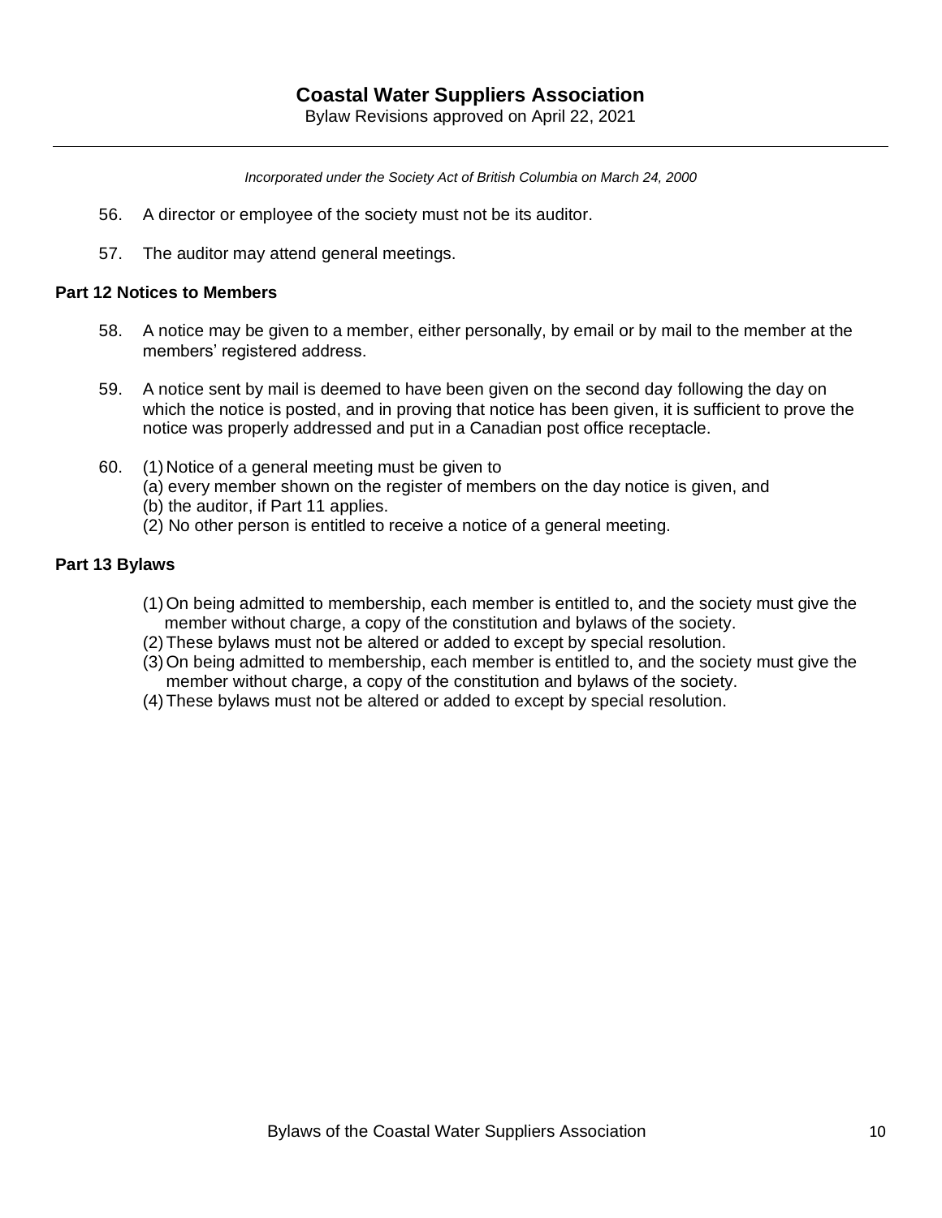56. A director or employee of the society must not be its auditor.

57. The auditor may attend general meetings.

**Part 12 Notices to Members**

58. A notice may be given to a member, either personally, by email or by mail to the member at the members' registered address.

59. A notice sent by mail is deemed to have been given on the second day following the day on which the notice is posted, and in proving that notice has been given, it is sufficient to prove the notice was properly addressed and put in a Canadian post office receptacle.

60. (1) Notice of a general meeting must be given to
    (a) every member shown on the register of members on the day notice is given, and
    (b) the auditor, if Part 11 applies.
    (2) No other person is entitled to receive a notice of a general meeting.

**Part 13 Bylaws**

(1) On being admitted to membership, each member is entitled to, and the society must give the member without charge, a copy of the constitution and bylaws of the society.
(2) These bylaws must not be altered or added to except by special resolution.
(3) On being admitted to membership, each member is entitled to, and the society must give the member without charge, a copy of the constitution and bylaws of the society.
(4) These bylaws must not be altered or added to except by special resolution.